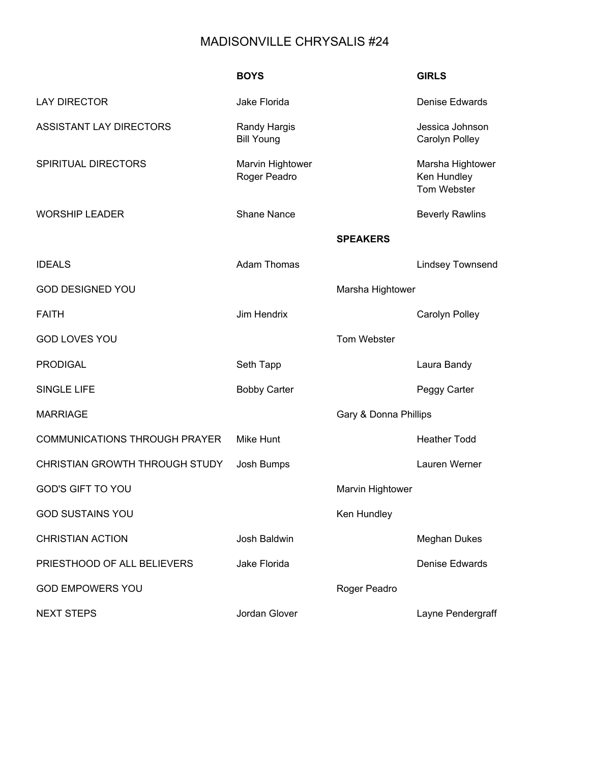# MADISONVILLE CHRYSALIS #24

| | BOYS | | GIRLS |
|---|---|---|---|
| LAY DIRECTOR | Jake Florida | | Denise Edwards |
| ASSISTANT LAY DIRECTORS | Randy Hargis<br>Bill Young | | Jessica Johnson<br>Carolyn Polley |
| SPIRITUAL DIRECTORS | Marvin Hightower<br>Roger Peadro | | Marsha Hightower<br>Ken Hundley<br>Tom Webster |
| WORSHIP LEADER | Shane Nance | | Beverly Rawlins |
| | | **SPEAKERS** | |
| IDEALS | Adam Thomas | | Lindsey Townsend |
| GOD DESIGNED YOU | | Marsha Hightower | |
| FAITH | Jim Hendrix | | Carolyn Polley |
| GOD LOVES YOU | | Tom Webster | |
| PRODIGAL | Seth Tapp | | Laura Bandy |
| SINGLE LIFE | Bobby Carter | | Peggy Carter |
| MARRIAGE | | Gary & Donna Phillips | |
| COMMUNICATIONS THROUGH PRAYER | Mike Hunt | | Heather Todd |
| CHRISTIAN GROWTH THROUGH STUDY | Josh Bumps | | Lauren Werner |
| GOD'S GIFT TO YOU | | Marvin Hightower | |
| GOD SUSTAINS YOU | | Ken Hundley | |
| CHRISTIAN ACTION | Josh Baldwin | | Meghan Dukes |
| PRIESTHOOD OF ALL BELIEVERS | Jake Florida | | Denise Edwards |
| GOD EMPOWERS YOU | | Roger Peadro | |
| NEXT STEPS | Jordan Glover | | Layne Pendergraff |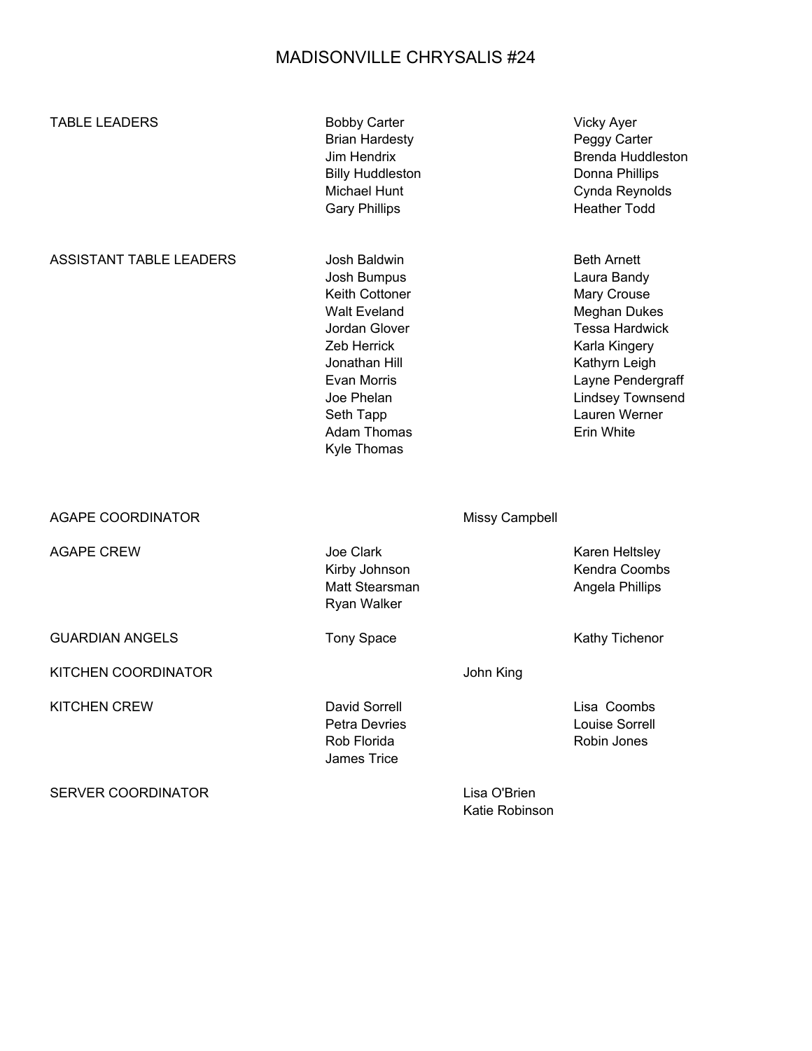# MADISONVILLE CHRYSALIS #24

| | | |
|---|---|---|
| TABLE LEADERS | Bobby Carter | Vicky Ayer |
| | Brian Hardesty | Peggy Carter |
| | Jim Hendrix | Brenda Huddleston |
| | Billy Huddleston | Donna Phillips |
| | Michael Hunt | Cynda Reynolds |
| | Gary Phillips | Heather Todd |
| ASSISTANT TABLE LEADERS | Josh Baldwin | Beth Arnett |
| | Josh Bumpus | Laura Bandy |
| | Keith Cottoner | Mary Crouse |
| | Walt Eveland | Meghan Dukes |
| | Jordan Glover | Tessa Hardwick |
| | Zeb Herrick | Karla Kingery |
| | Jonathan Hill | Kathyrn Leigh |
| | Evan Morris | Layne Pendergraff |
| | Joe Phelan | Lindsey Townsend |
| | Seth Tapp | Lauren Werner |
| | Adam Thomas | Erin White |
| | Kyle Thomas | |
| AGAPE COORDINATOR | Missy Campbell | |
| AGAPE CREW | Joe Clark | Karen Heltsley |
| | Kirby Johnson | Kendra Coombs |
| | Matt Stearsman | Angela Phillips |
| | Ryan Walker | |
| GUARDIAN ANGELS | Tony Space | Kathy Tichenor |
| KITCHEN COORDINATOR | John King | |
| KITCHEN CREW | David Sorrell | Lisa Coombs |
| | Petra Devries | Louise Sorrell |
| | Rob Florida | Robin Jones |
| | James Trice | |
| SERVER COORDINATOR | Lisa O'Brien | |
| | Katie Robinson | |